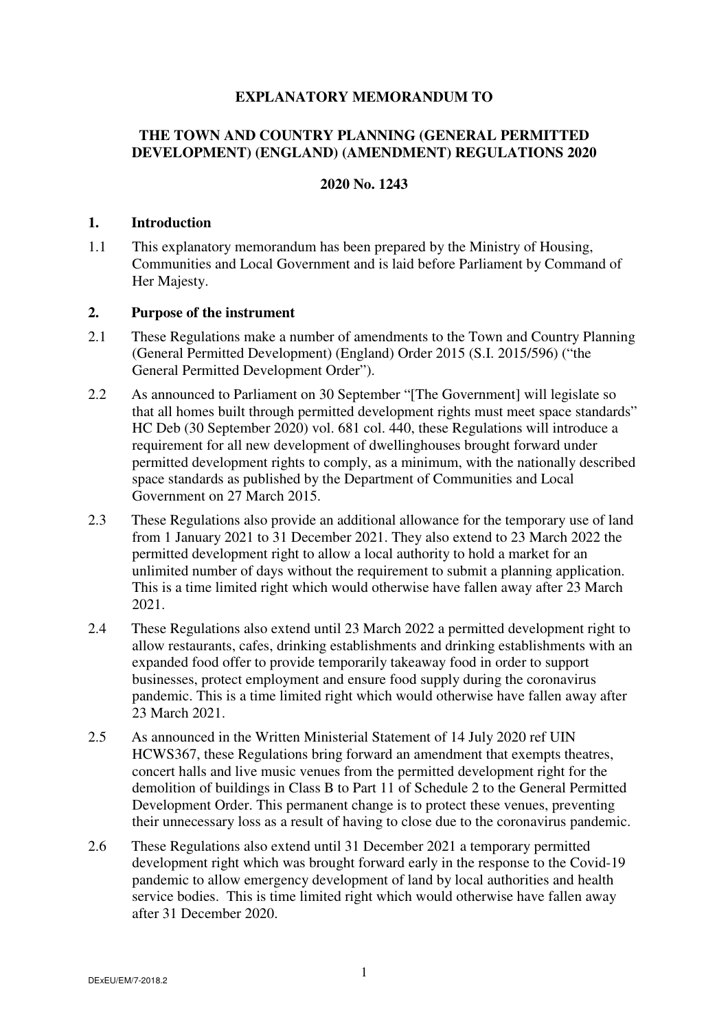# EXPLANATORY MEMORANDUM TO

# THE TOWN AND COUNTRY PLANNING (GENERAL PERMITTED DEVELOPMENT) (ENGLAND) (AMENDMENT) REGULATIONS 2020

**2020 No. 1243**

## 1. Introduction

1.1 This explanatory memorandum has been prepared by the Ministry of Housing, Communities and Local Government and is laid before Parliament by Command of Her Majesty.

## 2. Purpose of the instrument

2.1 These Regulations make a number of amendments to the Town and Country Planning (General Permitted Development) (England) Order 2015 (S.I. 2015/596) ("the General Permitted Development Order").

2.2 As announced to Parliament on 30 September "[The Government] will legislate so that all homes built through permitted development rights must meet space standards" HC Deb (30 September 2020) vol. 681 col. 440, these Regulations will introduce a requirement for all new development of dwellinghouses brought forward under permitted development rights to comply, as a minimum, with the nationally described space standards as published by the Department of Communities and Local Government on 27 March 2015.

2.3 These Regulations also provide an additional allowance for the temporary use of land from 1 January 2021 to 31 December 2021. They also extend to 23 March 2022 the permitted development right to allow a local authority to hold a market for an unlimited number of days without the requirement to submit a planning application. This is a time limited right which would otherwise have fallen away after 23 March 2021.

2.4 These Regulations also extend until 23 March 2022 a permitted development right to allow restaurants, cafes, drinking establishments and drinking establishments with an expanded food offer to provide temporarily takeaway food in order to support businesses, protect employment and ensure food supply during the coronavirus pandemic. This is a time limited right which would otherwise have fallen away after 23 March 2021.

2.5 As announced in the Written Ministerial Statement of 14 July 2020 ref UIN HCWS367, these Regulations bring forward an amendment that exempts theatres, concert halls and live music venues from the permitted development right for the demolition of buildings in Class B to Part 11 of Schedule 2 to the General Permitted Development Order. This permanent change is to protect these venues, preventing their unnecessary loss as a result of having to close due to the coronavirus pandemic.

2.6 These Regulations also extend until 31 December 2021 a temporary permitted development right which was brought forward early in the response to the Covid-19 pandemic to allow emergency development of land by local authorities and health service bodies. This is time limited right which would otherwise have fallen away after 31 December 2020.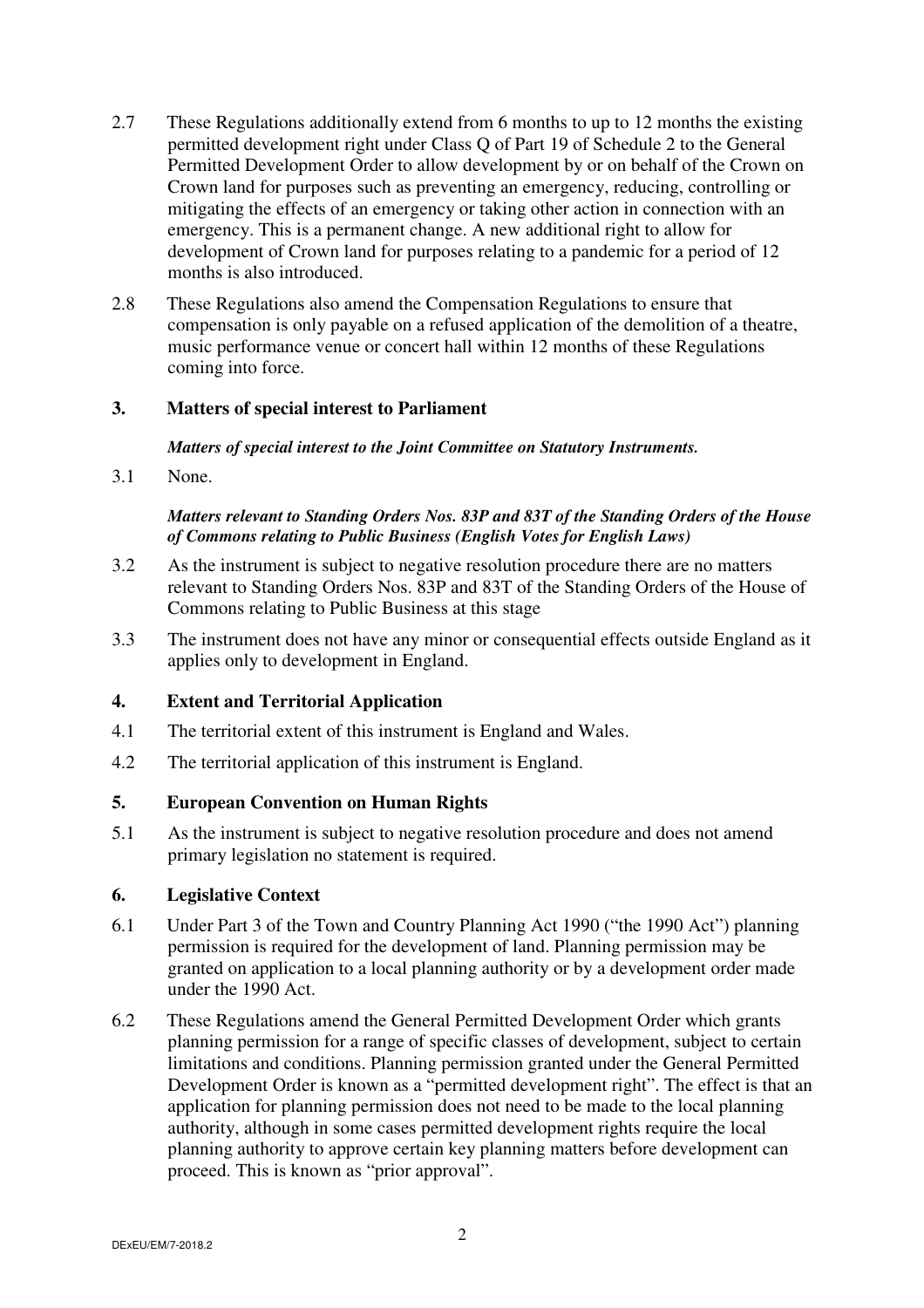2.7 These Regulations additionally extend from 6 months to up to 12 months the existing permitted development right under Class Q of Part 19 of Schedule 2 to the General Permitted Development Order to allow development by or on behalf of the Crown on Crown land for purposes such as preventing an emergency, reducing, controlling or mitigating the effects of an emergency or taking other action in connection with an emergency. This is a permanent change. A new additional right to allow for development of Crown land for purposes relating to a pandemic for a period of 12 months is also introduced.

2.8 These Regulations also amend the Compensation Regulations to ensure that compensation is only payable on a refused application of the demolition of a theatre, music performance venue or concert hall within 12 months of these Regulations coming into force.

## 3. Matters of special interest to Parliament

***Matters of special interest to the Joint Committee on Statutory Instruments.***

3.1 None.

***Matters relevant to Standing Orders Nos. 83P and 83T of the Standing Orders of the House of Commons relating to Public Business (English Votes for English Laws)***

3.2 As the instrument is subject to negative resolution procedure there are no matters relevant to Standing Orders Nos. 83P and 83T of the Standing Orders of the House of Commons relating to Public Business at this stage

3.3 The instrument does not have any minor or consequential effects outside England as it applies only to development in England.

## 4. Extent and Territorial Application

4.1 The territorial extent of this instrument is England and Wales.

4.2 The territorial application of this instrument is England.

## 5. European Convention on Human Rights

5.1 As the instrument is subject to negative resolution procedure and does not amend primary legislation no statement is required.

## 6. Legislative Context

6.1 Under Part 3 of the Town and Country Planning Act 1990 ("the 1990 Act") planning permission is required for the development of land. Planning permission may be granted on application to a local planning authority or by a development order made under the 1990 Act.

6.2 These Regulations amend the General Permitted Development Order which grants planning permission for a range of specific classes of development, subject to certain limitations and conditions. Planning permission granted under the General Permitted Development Order is known as a "permitted development right". The effect is that an application for planning permission does not need to be made to the local planning authority, although in some cases permitted development rights require the local planning authority to approve certain key planning matters before development can proceed. This is known as "prior approval".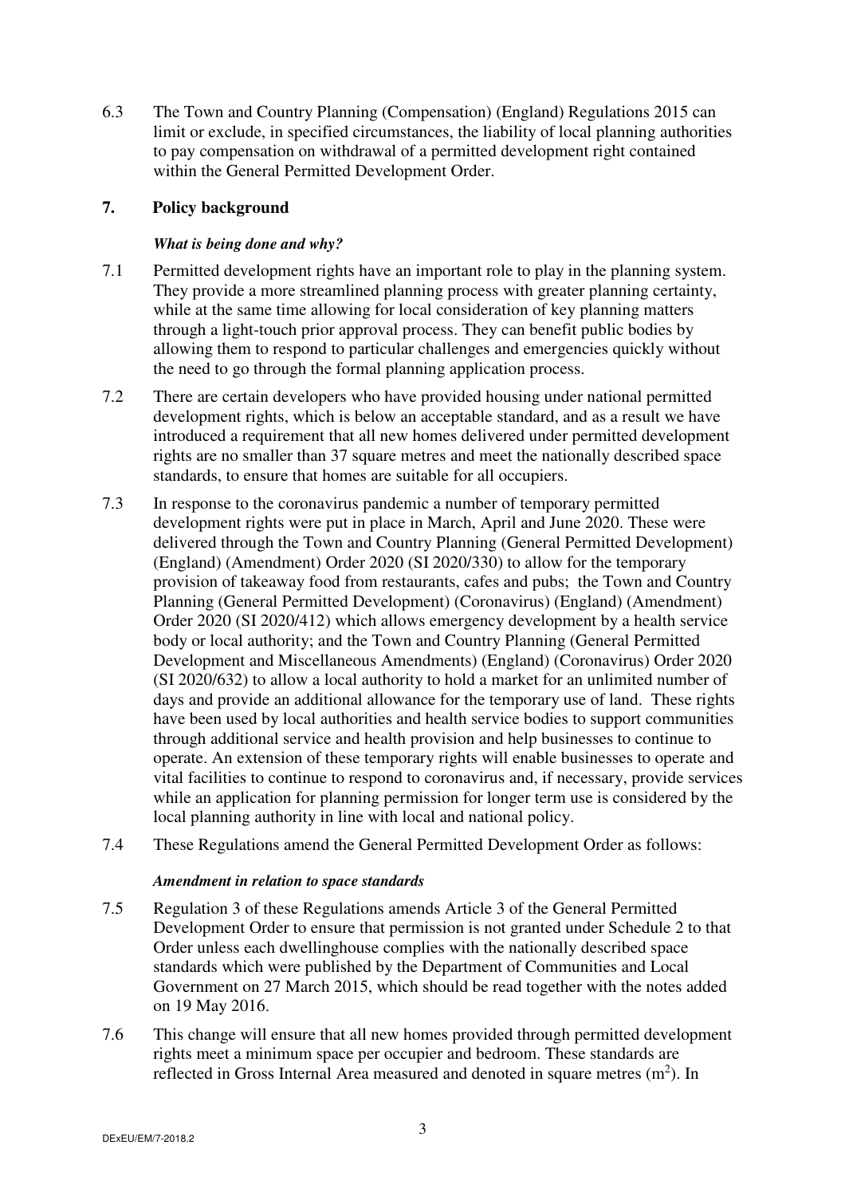6.3 The Town and Country Planning (Compensation) (England) Regulations 2015 can limit or exclude, in specified circumstances, the liability of local planning authorities to pay compensation on withdrawal of a permitted development right contained within the General Permitted Development Order.

## 7. Policy background

***What is being done and why?***

7.1 Permitted development rights have an important role to play in the planning system. They provide a more streamlined planning process with greater planning certainty, while at the same time allowing for local consideration of key planning matters through a light-touch prior approval process. They can benefit public bodies by allowing them to respond to particular challenges and emergencies quickly without the need to go through the formal planning application process.

7.2 There are certain developers who have provided housing under national permitted development rights, which is below an acceptable standard, and as a result we have introduced a requirement that all new homes delivered under permitted development rights are no smaller than 37 square metres and meet the nationally described space standards, to ensure that homes are suitable for all occupiers.

7.3 In response to the coronavirus pandemic a number of temporary permitted development rights were put in place in March, April and June 2020. These were delivered through the Town and Country Planning (General Permitted Development) (England) (Amendment) Order 2020 (SI 2020/330) to allow for the temporary provision of takeaway food from restaurants, cafes and pubs; the Town and Country Planning (General Permitted Development) (Coronavirus) (England) (Amendment) Order 2020 (SI 2020/412) which allows emergency development by a health service body or local authority; and the Town and Country Planning (General Permitted Development and Miscellaneous Amendments) (England) (Coronavirus) Order 2020 (SI 2020/632) to allow a local authority to hold a market for an unlimited number of days and provide an additional allowance for the temporary use of land. These rights have been used by local authorities and health service bodies to support communities through additional service and health provision and help businesses to continue to operate. An extension of these temporary rights will enable businesses to operate and vital facilities to continue to respond to coronavirus and, if necessary, provide services while an application for planning permission for longer term use is considered by the local planning authority in line with local and national policy.

7.4 These Regulations amend the General Permitted Development Order as follows:

***Amendment in relation to space standards***

7.5 Regulation 3 of these Regulations amends Article 3 of the General Permitted Development Order to ensure that permission is not granted under Schedule 2 to that Order unless each dwellinghouse complies with the nationally described space standards which were published by the Department of Communities and Local Government on 27 March 2015, which should be read together with the notes added on 19 May 2016.

7.6 This change will ensure that all new homes provided through permitted development rights meet a minimum space per occupier and bedroom. These standards are reflected in Gross Internal Area measured and denoted in square metres ($m^2$). In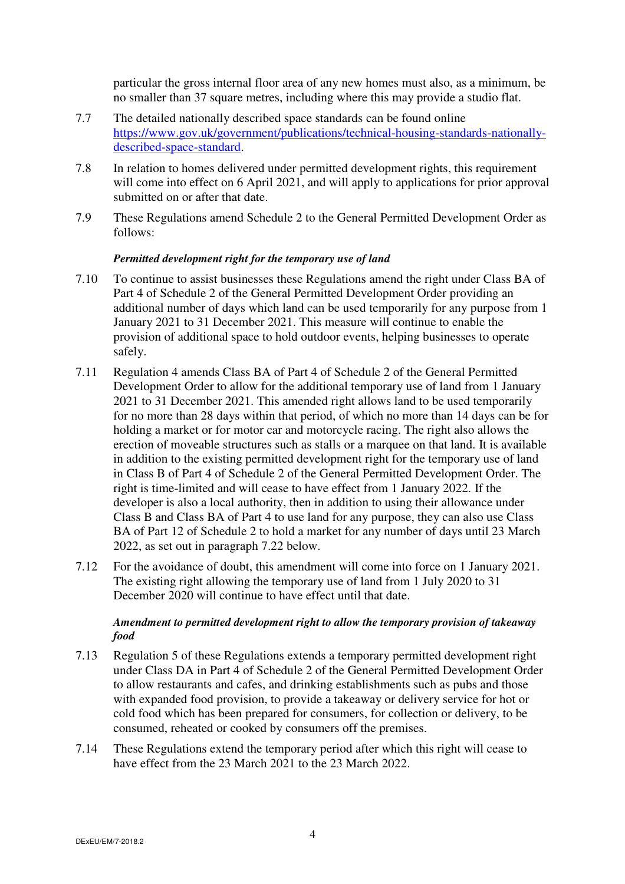particular the gross internal floor area of any new homes must also, as a minimum, be no smaller than 37 square metres, including where this may provide a studio flat.

7.7 The detailed nationally described space standards can be found online [https://www.gov.uk/government/publications/technical-housing-standards-nationally-described-space-standard](https://www.gov.uk/government/publications/technical-housing-standards-nationally-described-space-standard).

7.8 In relation to homes delivered under permitted development rights, this requirement will come into effect on 6 April 2021, and will apply to applications for prior approval submitted on or after that date.

7.9 These Regulations amend Schedule 2 to the General Permitted Development Order as follows:

***Permitted development right for the temporary use of land***

7.10 To continue to assist businesses these Regulations amend the right under Class BA of Part 4 of Schedule 2 of the General Permitted Development Order providing an additional number of days which land can be used temporarily for any purpose from 1 January 2021 to 31 December 2021. This measure will continue to enable the provision of additional space to hold outdoor events, helping businesses to operate safely.

7.11 Regulation 4 amends Class BA of Part 4 of Schedule 2 of the General Permitted Development Order to allow for the additional temporary use of land from 1 January 2021 to 31 December 2021. This amended right allows land to be used temporarily for no more than 28 days within that period, of which no more than 14 days can be for holding a market or for motor car and motorcycle racing. The right also allows the erection of moveable structures such as stalls or a marquee on that land. It is available in addition to the existing permitted development right for the temporary use of land in Class B of Part 4 of Schedule 2 of the General Permitted Development Order. The right is time-limited and will cease to have effect from 1 January 2022. If the developer is also a local authority, then in addition to using their allowance under Class B and Class BA of Part 4 to use land for any purpose, they can also use Class BA of Part 12 of Schedule 2 to hold a market for any number of days until 23 March 2022, as set out in paragraph 7.22 below.

7.12 For the avoidance of doubt, this amendment will come into force on 1 January 2021. The existing right allowing the temporary use of land from 1 July 2020 to 31 December 2020 will continue to have effect until that date.

***Amendment to permitted development right to allow the temporary provision of takeaway food***

7.13 Regulation 5 of these Regulations extends a temporary permitted development right under Class DA in Part 4 of Schedule 2 of the General Permitted Development Order to allow restaurants and cafes, and drinking establishments such as pubs and those with expanded food provision, to provide a takeaway or delivery service for hot or cold food which has been prepared for consumers, for collection or delivery, to be consumed, reheated or cooked by consumers off the premises.

7.14 These Regulations extend the temporary period after which this right will cease to have effect from the 23 March 2021 to the 23 March 2022.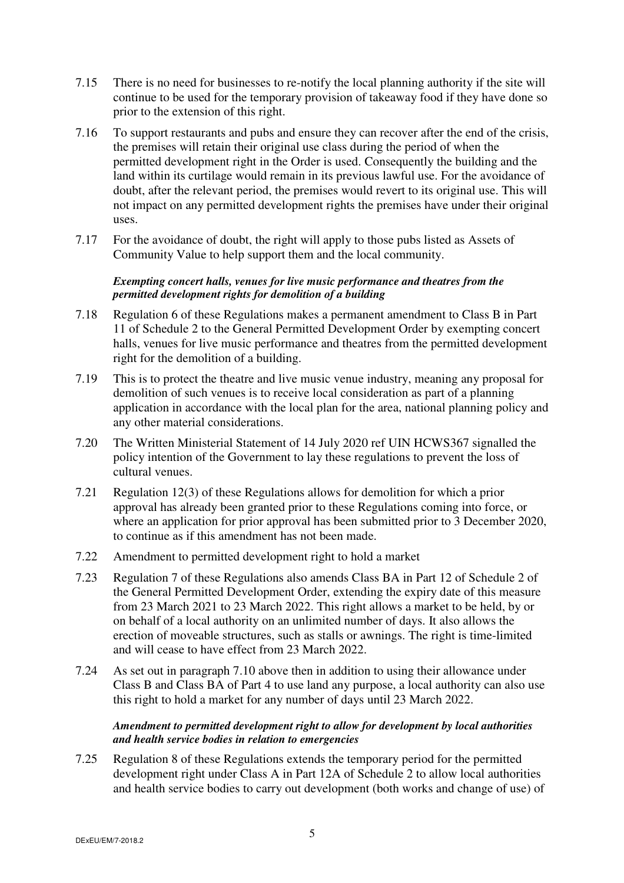7.15 There is no need for businesses to re-notify the local planning authority if the site will continue to be used for the temporary provision of takeaway food if they have done so prior to the extension of this right.

7.16 To support restaurants and pubs and ensure they can recover after the end of the crisis, the premises will retain their original use class during the period of when the permitted development right in the Order is used. Consequently the building and the land within its curtilage would remain in its previous lawful use. For the avoidance of doubt, after the relevant period, the premises would revert to its original use. This will not impact on any permitted development rights the premises have under their original uses.

7.17 For the avoidance of doubt, the right will apply to those pubs listed as Assets of Community Value to help support them and the local community.

***Exempting concert halls, venues for live music performance and theatres from the permitted development rights for demolition of a building***

7.18 Regulation 6 of these Regulations makes a permanent amendment to Class B in Part 11 of Schedule 2 to the General Permitted Development Order by exempting concert halls, venues for live music performance and theatres from the permitted development right for the demolition of a building.

7.19 This is to protect the theatre and live music venue industry, meaning any proposal for demolition of such venues is to receive local consideration as part of a planning application in accordance with the local plan for the area, national planning policy and any other material considerations.

7.20 The Written Ministerial Statement of 14 July 2020 ref UIN HCWS367 signalled the policy intention of the Government to lay these regulations to prevent the loss of cultural venues.

7.21 Regulation 12(3) of these Regulations allows for demolition for which a prior approval has already been granted prior to these Regulations coming into force, or where an application for prior approval has been submitted prior to 3 December 2020, to continue as if this amendment has not been made.

7.22 Amendment to permitted development right to hold a market

7.23 Regulation 7 of these Regulations also amends Class BA in Part 12 of Schedule 2 of the General Permitted Development Order, extending the expiry date of this measure from 23 March 2021 to 23 March 2022. This right allows a market to be held, by or on behalf of a local authority on an unlimited number of days. It also allows the erection of moveable structures, such as stalls or awnings. The right is time-limited and will cease to have effect from 23 March 2022.

7.24 As set out in paragraph 7.10 above then in addition to using their allowance under Class B and Class BA of Part 4 to use land any purpose, a local authority can also use this right to hold a market for any number of days until 23 March 2022.

***Amendment to permitted development right to allow for development by local authorities and health service bodies in relation to emergencies***

7.25 Regulation 8 of these Regulations extends the temporary period for the permitted development right under Class A in Part 12A of Schedule 2 to allow local authorities and health service bodies to carry out development (both works and change of use) of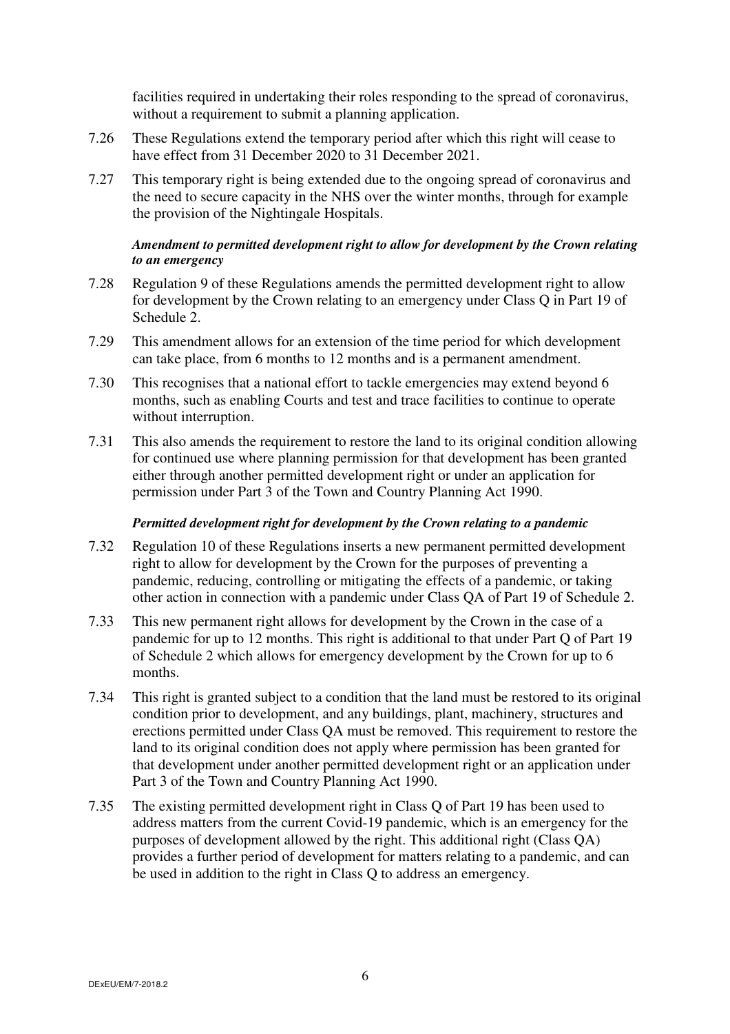facilities required in undertaking their roles responding to the spread of coronavirus, without a requirement to submit a planning application.

7.26 These Regulations extend the temporary period after which this right will cease to have effect from 31 December 2020 to 31 December 2021.

7.27 This temporary right is being extended due to the ongoing spread of coronavirus and the need to secure capacity in the NHS over the winter months, through for example the provision of the Nightingale Hospitals.

***Amendment to permitted development right to allow for development by the Crown relating to an emergency***

7.28 Regulation 9 of these Regulations amends the permitted development right to allow for development by the Crown relating to an emergency under Class Q in Part 19 of Schedule 2.

7.29 This amendment allows for an extension of the time period for which development can take place, from 6 months to 12 months and is a permanent amendment.

7.30 This recognises that a national effort to tackle emergencies may extend beyond 6 months, such as enabling Courts and test and trace facilities to continue to operate without interruption.

7.31 This also amends the requirement to restore the land to its original condition allowing for continued use where planning permission for that development has been granted either through another permitted development right or under an application for permission under Part 3 of the Town and Country Planning Act 1990.

***Permitted development right for development by the Crown relating to a pandemic***

7.32 Regulation 10 of these Regulations inserts a new permanent permitted development right to allow for development by the Crown for the purposes of preventing a pandemic, reducing, controlling or mitigating the effects of a pandemic, or taking other action in connection with a pandemic under Class QA of Part 19 of Schedule 2.

7.33 This new permanent right allows for development by the Crown in the case of a pandemic for up to 12 months. This right is additional to that under Part Q of Part 19 of Schedule 2 which allows for emergency development by the Crown for up to 6 months.

7.34 This right is granted subject to a condition that the land must be restored to its original condition prior to development, and any buildings, plant, machinery, structures and erections permitted under Class QA must be removed. This requirement to restore the land to its original condition does not apply where permission has been granted for that development under another permitted development right or an application under Part 3 of the Town and Country Planning Act 1990.

7.35 The existing permitted development right in Class Q of Part 19 has been used to address matters from the current Covid-19 pandemic, which is an emergency for the purposes of development allowed by the right. This additional right (Class QA) provides a further period of development for matters relating to a pandemic, and can be used in addition to the right in Class Q to address an emergency.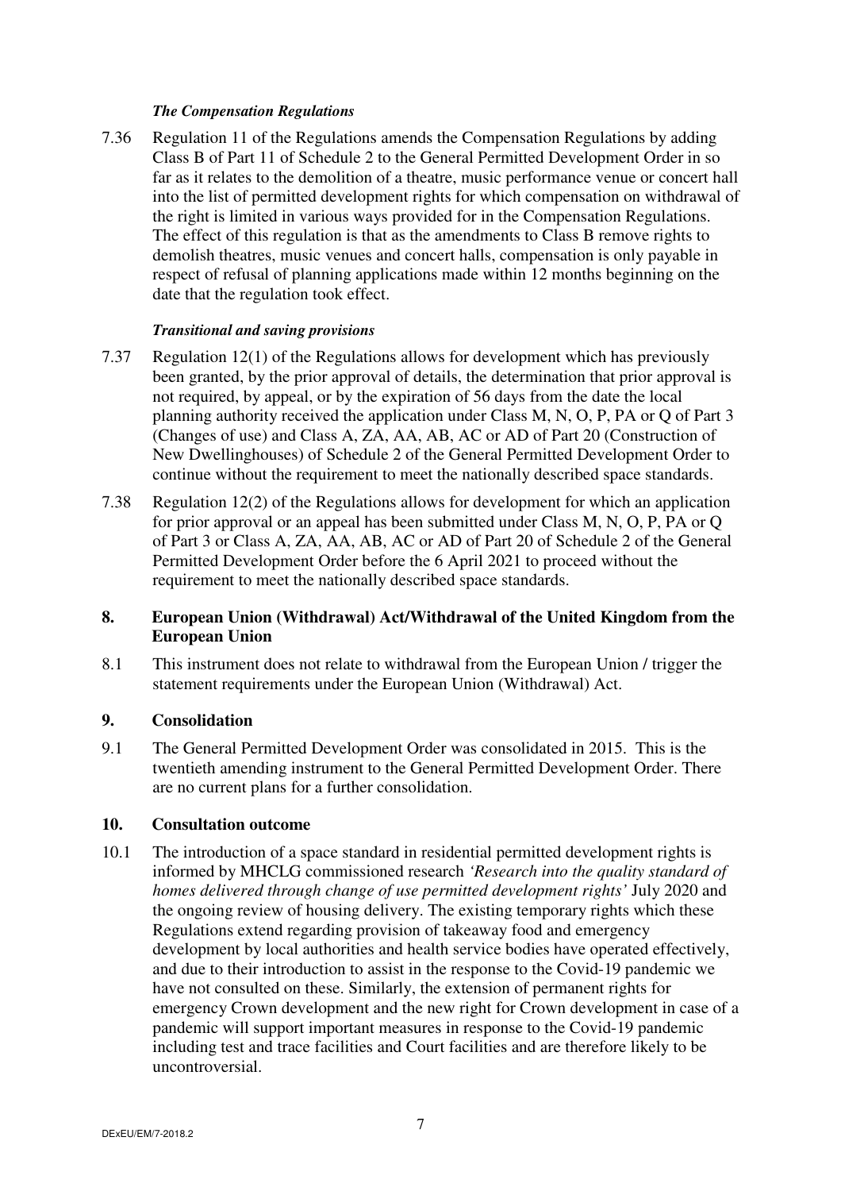*The Compensation Regulations*

7.36 Regulation 11 of the Regulations amends the Compensation Regulations by adding Class B of Part 11 of Schedule 2 to the General Permitted Development Order in so far as it relates to the demolition of a theatre, music performance venue or concert hall into the list of permitted development rights for which compensation on withdrawal of the right is limited in various ways provided for in the Compensation Regulations. The effect of this regulation is that as the amendments to Class B remove rights to demolish theatres, music venues and concert halls, compensation is only payable in respect of refusal of planning applications made within 12 months beginning on the date that the regulation took effect.

*Transitional and saving provisions*

7.37 Regulation 12(1) of the Regulations allows for development which has previously been granted, by the prior approval of details, the determination that prior approval is not required, by appeal, or by the expiration of 56 days from the date the local planning authority received the application under Class M, N, O, P, PA or Q of Part 3 (Changes of use) and Class A, ZA, AA, AB, AC or AD of Part 20 (Construction of New Dwellinghouses) of Schedule 2 of the General Permitted Development Order to continue without the requirement to meet the nationally described space standards.

7.38 Regulation 12(2) of the Regulations allows for development for which an application for prior approval or an appeal has been submitted under Class M, N, O, P, PA or Q of Part 3 or Class A, ZA, AA, AB, AC or AD of Part 20 of Schedule 2 of the General Permitted Development Order before the 6 April 2021 to proceed without the requirement to meet the nationally described space standards.

## 8. European Union (Withdrawal) Act/Withdrawal of the United Kingdom from the European Union

8.1 This instrument does not relate to withdrawal from the European Union / trigger the statement requirements under the European Union (Withdrawal) Act.

## 9. Consolidation

9.1 The General Permitted Development Order was consolidated in 2015. This is the twentieth amending instrument to the General Permitted Development Order. There are no current plans for a further consolidation.

## 10. Consultation outcome

10.1 The introduction of a space standard in residential permitted development rights is informed by MHCLG commissioned research *'Research into the quality standard of homes delivered through change of use permitted development rights'* July 2020 and the ongoing review of housing delivery. The existing temporary rights which these Regulations extend regarding provision of takeaway food and emergency development by local authorities and health service bodies have operated effectively, and due to their introduction to assist in the response to the Covid-19 pandemic we have not consulted on these. Similarly, the extension of permanent rights for emergency Crown development and the new right for Crown development in case of a pandemic will support important measures in response to the Covid-19 pandemic including test and trace facilities and Court facilities and are therefore likely to be uncontroversial.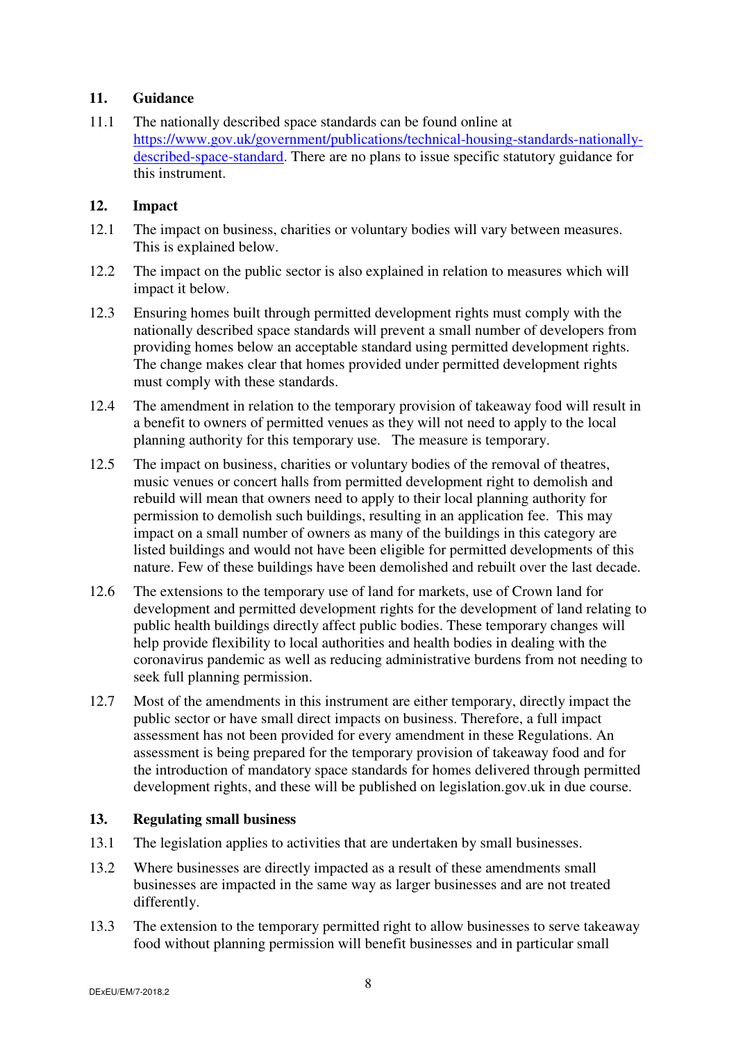## 11. Guidance

11.1 The nationally described space standards can be found online at https://www.gov.uk/government/publications/technical-housing-standards-nationally-described-space-standard. There are no plans to issue specific statutory guidance for this instrument.

## 12. Impact

12.1 The impact on business, charities or voluntary bodies will vary between measures. This is explained below.

12.2 The impact on the public sector is also explained in relation to measures which will impact it below.

12.3 Ensuring homes built through permitted development rights must comply with the nationally described space standards will prevent a small number of developers from providing homes below an acceptable standard using permitted development rights. The change makes clear that homes provided under permitted development rights must comply with these standards.

12.4 The amendment in relation to the temporary provision of takeaway food will result in a benefit to owners of permitted venues as they will not need to apply to the local planning authority for this temporary use. The measure is temporary.

12.5 The impact on business, charities or voluntary bodies of the removal of theatres, music venues or concert halls from permitted development right to demolish and rebuild will mean that owners need to apply to their local planning authority for permission to demolish such buildings, resulting in an application fee. This may impact on a small number of owners as many of the buildings in this category are listed buildings and would not have been eligible for permitted developments of this nature. Few of these buildings have been demolished and rebuilt over the last decade.

12.6 The extensions to the temporary use of land for markets, use of Crown land for development and permitted development rights for the development of land relating to public health buildings directly affect public bodies. These temporary changes will help provide flexibility to local authorities and health bodies in dealing with the coronavirus pandemic as well as reducing administrative burdens from not needing to seek full planning permission.

12.7 Most of the amendments in this instrument are either temporary, directly impact the public sector or have small direct impacts on business. Therefore, a full impact assessment has not been provided for every amendment in these Regulations. An assessment is being prepared for the temporary provision of takeaway food and for the introduction of mandatory space standards for homes delivered through permitted development rights, and these will be published on legislation.gov.uk in due course.

## 13. Regulating small business

13.1 The legislation applies to activities that are undertaken by small businesses.

13.2 Where businesses are directly impacted as a result of these amendments small businesses are impacted in the same way as larger businesses and are not treated differently.

13.3 The extension to the temporary permitted right to allow businesses to serve takeaway food without planning permission will benefit businesses and in particular small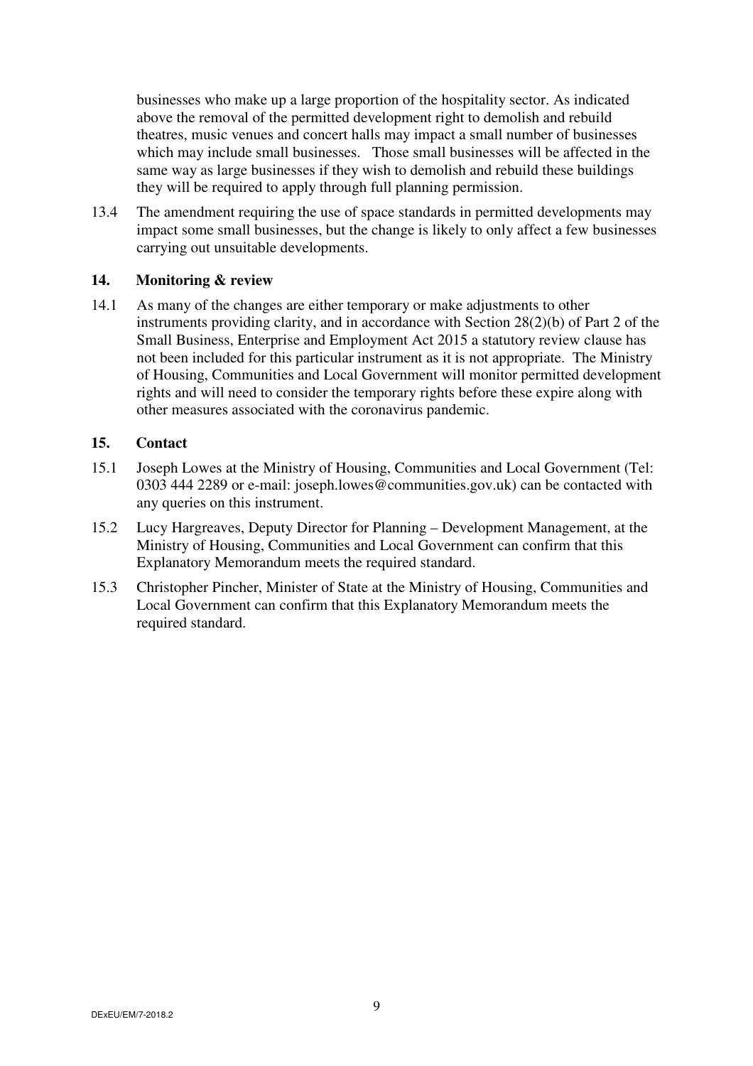businesses who make up a large proportion of the hospitality sector. As indicated above the removal of the permitted development right to demolish and rebuild theatres, music venues and concert halls may impact a small number of businesses which may include small businesses. Those small businesses will be affected in the same way as large businesses if they wish to demolish and rebuild these buildings they will be required to apply through full planning permission.

13.4 The amendment requiring the use of space standards in permitted developments may impact some small businesses, but the change is likely to only affect a few businesses carrying out unsuitable developments.

## 14. Monitoring & review

14.1 As many of the changes are either temporary or make adjustments to other instruments providing clarity, and in accordance with Section 28(2)(b) of Part 2 of the Small Business, Enterprise and Employment Act 2015 a statutory review clause has not been included for this particular instrument as it is not appropriate. The Ministry of Housing, Communities and Local Government will monitor permitted development rights and will need to consider the temporary rights before these expire along with other measures associated with the coronavirus pandemic.

## 15. Contact

15.1 Joseph Lowes at the Ministry of Housing, Communities and Local Government (Tel: 0303 444 2289 or e-mail: joseph.lowes@communities.gov.uk) can be contacted with any queries on this instrument.

15.2 Lucy Hargreaves, Deputy Director for Planning – Development Management, at the Ministry of Housing, Communities and Local Government can confirm that this Explanatory Memorandum meets the required standard.

15.3 Christopher Pincher, Minister of State at the Ministry of Housing, Communities and Local Government can confirm that this Explanatory Memorandum meets the required standard.